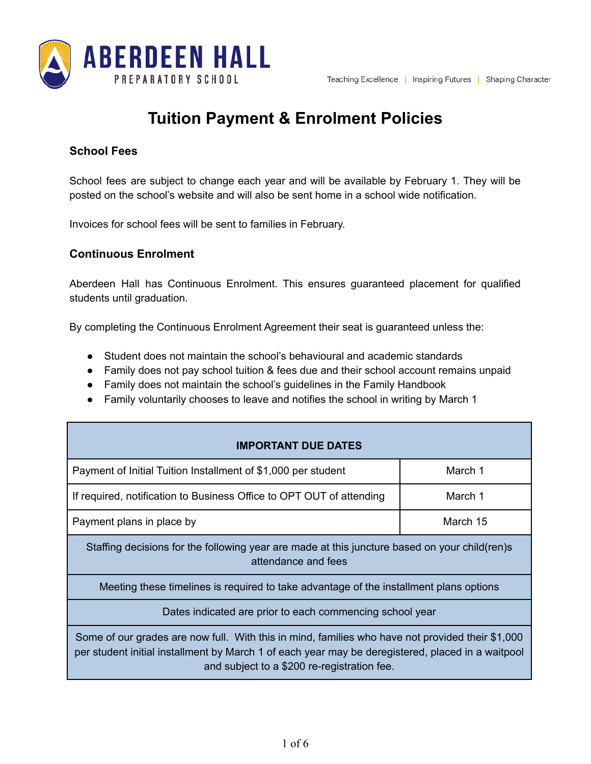ABERDEEN HALL
PREPARATORY SCHOOL

Teaching Excellence | Inspiring Futures | Shaping Character

# Tuition Payment & Enrolment Policies

### School Fees

School fees are subject to change each year and will be available by February 1. They will be posted on the school's website and will also be sent home in a school wide notification.

Invoices for school fees will be sent to families in February.

### Continuous Enrolment

Aberdeen Hall has Continuous Enrolment. This ensures guaranteed placement for qualified students until graduation.

By completing the Continuous Enrolment Agreement their seat is guaranteed unless the:

- Student does not maintain the school's behavioural and academic standards
- Family does not pay school tuition & fees due and their school account remains unpaid
- Family does not maintain the school's guidelines in the Family Handbook
- Family voluntarily chooses to leave and notifies the school in writing by March 1

| IMPORTANT DUE DATES | |
|---|---|
| Payment of Initial Tuition Installment of $1,000 per student | March 1 |
| If required, notification to Business Office to OPT OUT of attending | March 1 |
| Payment plans in place by | March 15 |
| Staffing decisions for the following year are made at this juncture based on your child(ren)s attendance and fees | |
| Meeting these timelines is required to take advantage of the installment plans options | |
| Dates indicated are prior to each commencing school year | |
| Some of our grades are now full. With this in mind, families who have not provided their $1,000 per student initial installment by March 1 of each year may be deregistered, placed in a waitpool and subject to a $200 re-registration fee. | |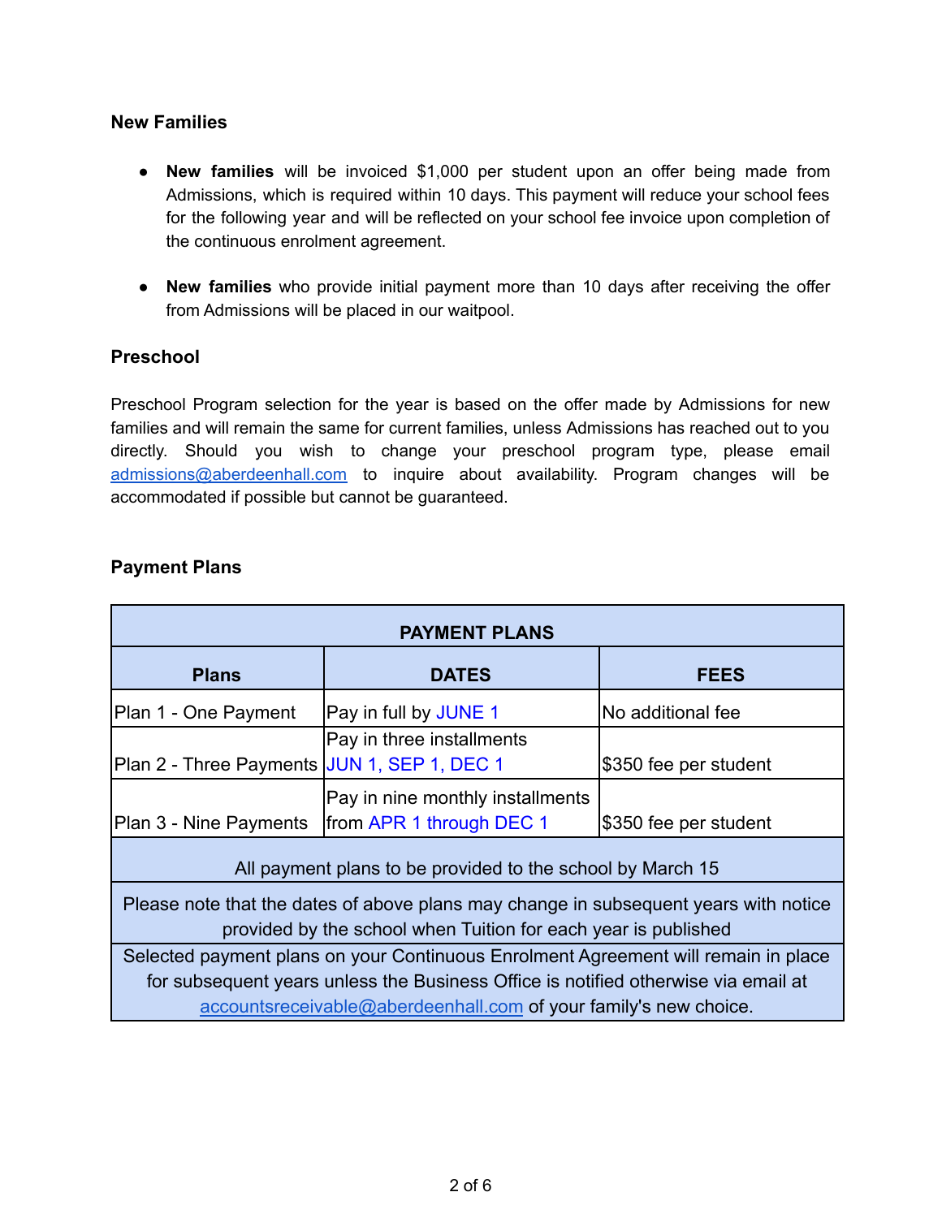### New Families

- **New families** will be invoiced $1,000 per student upon an offer being made from Admissions, which is required within 10 days. This payment will reduce your school fees for the following year and will be reflected on your school fee invoice upon completion of the continuous enrolment agreement.

- **New families** who provide initial payment more than 10 days after receiving the offer from Admissions will be placed in our waitpool.

### Preschool

Preschool Program selection for the year is based on the offer made by Admissions for new families and will remain the same for current families, unless Admissions has reached out to you directly. Should you wish to change your preschool program type, please email admissions@aberdeenhall.com to inquire about availability. Program changes will be accommodated if possible but cannot be guaranteed.

### Payment Plans

| **PAYMENT PLANS** | | |
|---|---|---|
| **Plans** | **DATES** | **FEES** |
| Plan 1 - One Payment | Pay in full by JUNE 1 | No additional fee |
| Plan 2 - Three Payments | Pay in three installments JUN 1, SEP 1, DEC 1 | $350 fee per student |
| Plan 3 - Nine Payments | Pay in nine monthly installments from APR 1 through DEC 1 | $350 fee per student |
| All payment plans to be provided to the school by March 15 | | |
| Please note that the dates of above plans may change in subsequent years with notice provided by the school when Tuition for each year is published | | |
| Selected payment plans on your Continuous Enrolment Agreement will remain in place for subsequent years unless the Business Office is notified otherwise via email at accountsreceivable@aberdeenhall.com of your family's new choice. | | |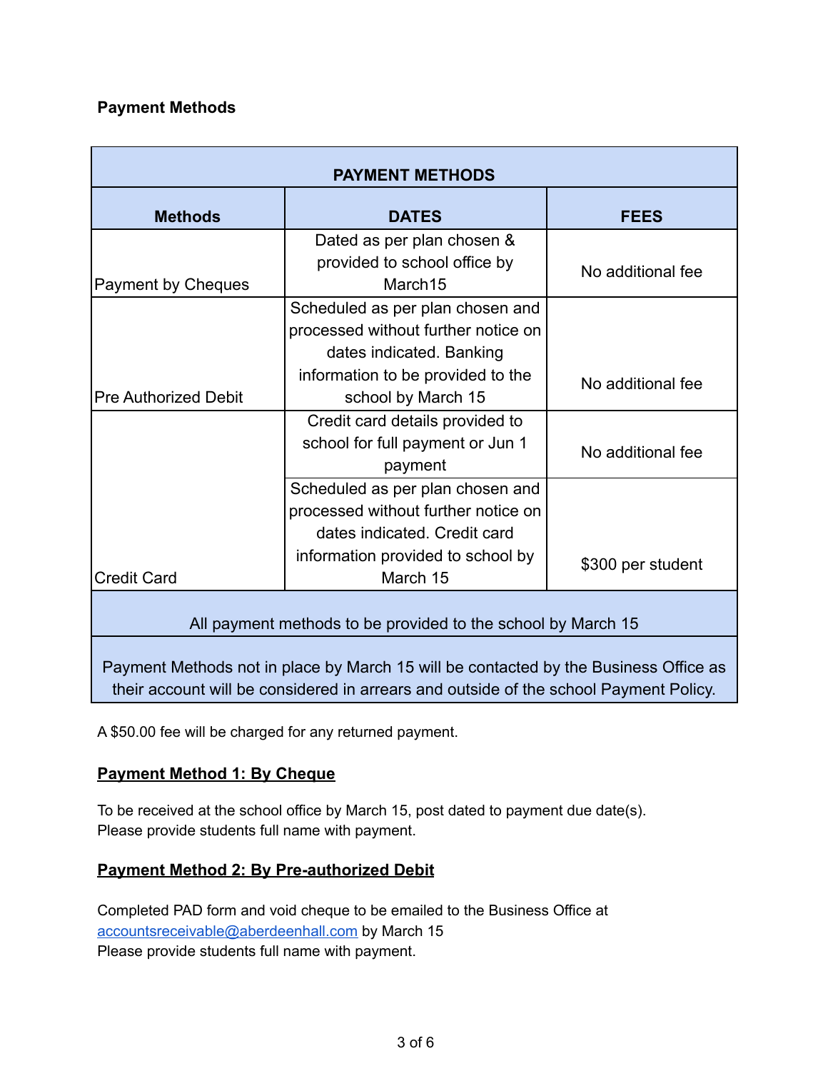**Payment Methods**

| PAYMENT METHODS | | |
|---|---|---|
| **Methods** | **DATES** | **FEES** |
| Payment by Cheques | Dated as per plan chosen & provided to school office by March15 | No additional fee |
| Pre Authorized Debit | Scheduled as per plan chosen and processed without further notice on dates indicated. Banking information to be provided to the school by March 15 | No additional fee |
| Credit Card | Credit card details provided to school for full payment or Jun 1 payment | No additional fee |
| | Scheduled as per plan chosen and processed without further notice on dates indicated. Credit card information provided to school by March 15 | $300 per student |
| All payment methods to be provided to the school by March 15 | | |
| Payment Methods not in place by March 15 will be contacted by the Business Office as their account will be considered in arrears and outside of the school Payment Policy. | | |

A $50.00 fee will be charged for any returned payment.

**Payment Method 1: By Cheque**

To be received at the school office by March 15, post dated to payment due date(s).
Please provide students full name with payment.

**Payment Method 2: By Pre-authorized Debit**

Completed PAD form and void cheque to be emailed to the Business Office at accountsreceivable@aberdeenhall.com by March 15
Please provide students full name with payment.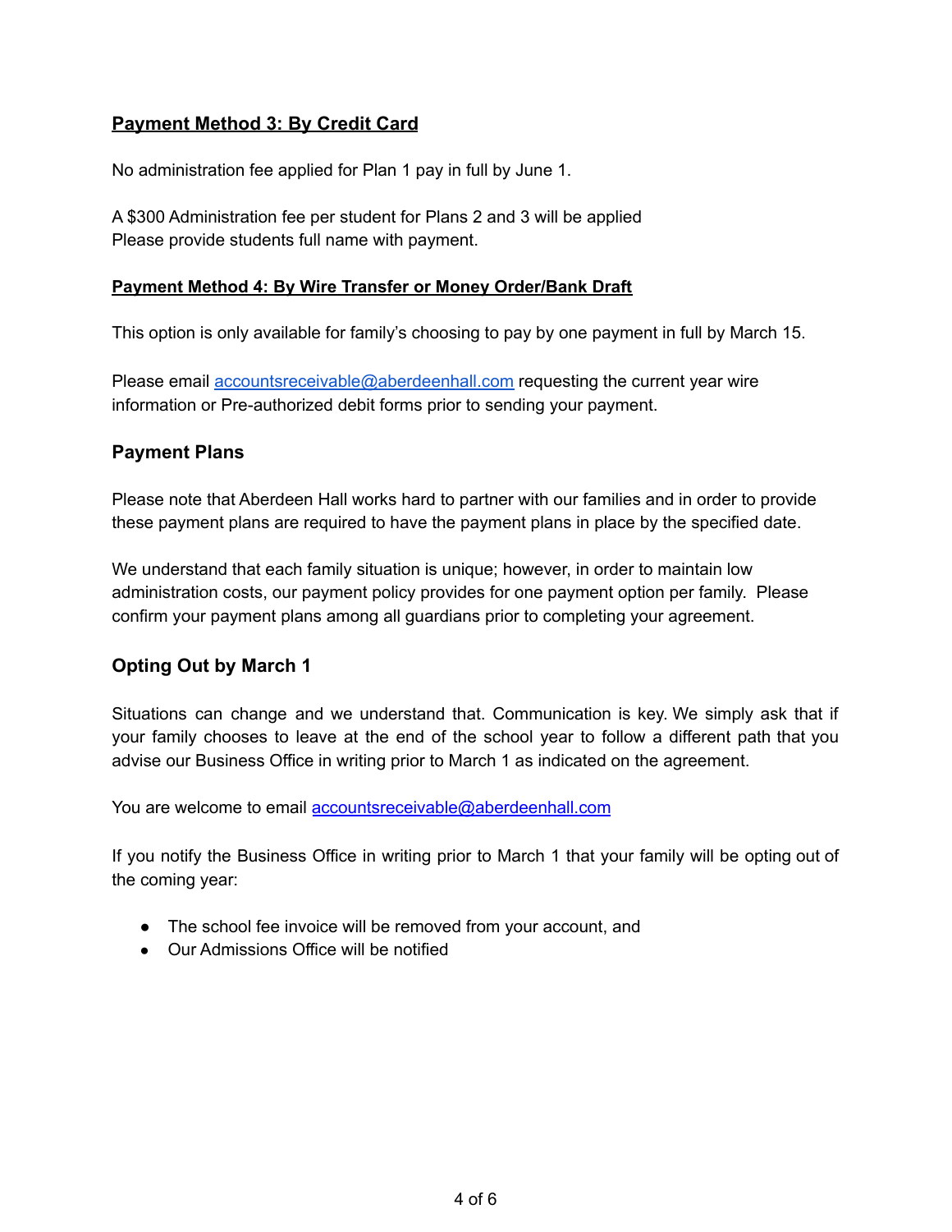### **Payment Method 3: By Credit Card**

No administration fee applied for Plan 1 pay in full by June 1.

A $300 Administration fee per student for Plans 2 and 3 will be applied
Please provide students full name with payment.

### **Payment Method 4: By Wire Transfer or Money Order/Bank Draft**

This option is only available for family's choosing to pay by one payment in full by March 15.

Please email [accountsreceivable@aberdeenhall.com](mailto:accountsreceivable@aberdeenhall.com) requesting the current year wire information or Pre-authorized debit forms prior to sending your payment.

## Payment Plans

Please note that Aberdeen Hall works hard to partner with our families and in order to provide these payment plans are required to have the payment plans in place by the specified date.

We understand that each family situation is unique; however, in order to maintain low administration costs, our payment policy provides for one payment option per family. Please confirm your payment plans among all guardians prior to completing your agreement.

## Opting Out by March 1

Situations can change and we understand that. Communication is key. We simply ask that if your family chooses to leave at the end of the school year to follow a different path that you advise our Business Office in writing prior to March 1 as indicated on the agreement.

You are welcome to email [accountsreceivable@aberdeenhall.com](mailto:accountsreceivable@aberdeenhall.com)

If you notify the Business Office in writing prior to March 1 that your family will be opting out of the coming year:

- The school fee invoice will be removed from your account, and
- Our Admissions Office will be notified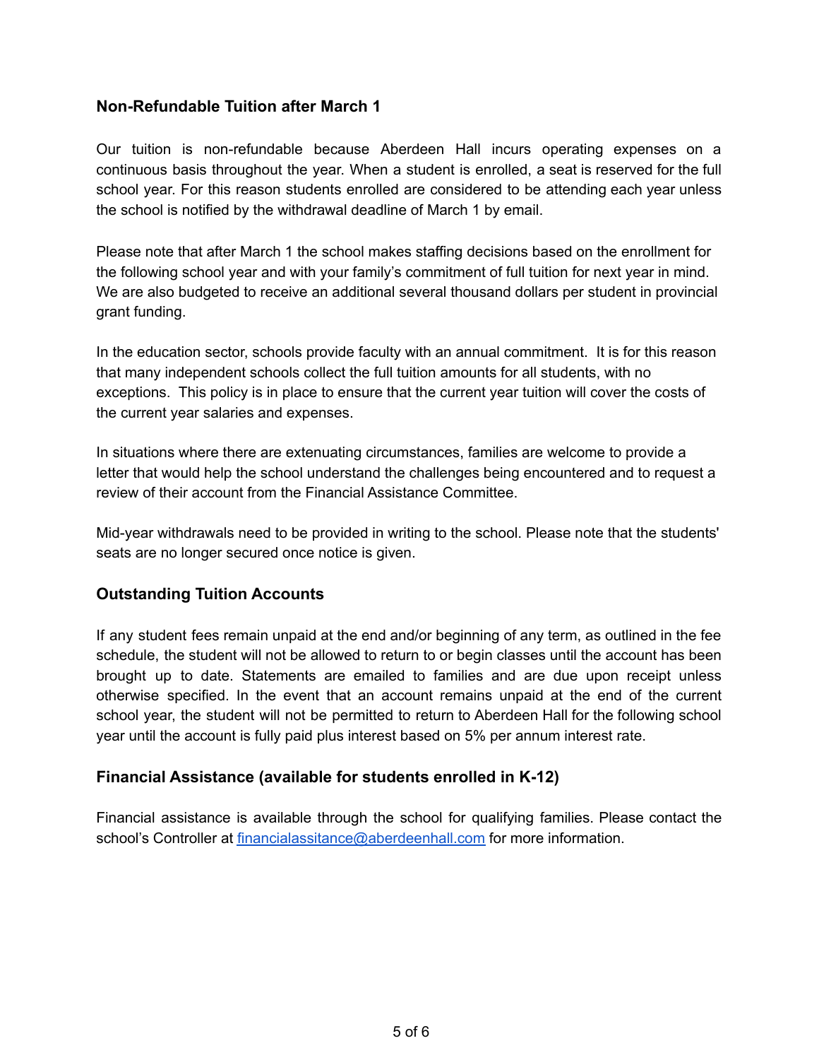## Non-Refundable Tuition after March 1

Our tuition is non-refundable because Aberdeen Hall incurs operating expenses on a continuous basis throughout the year. When a student is enrolled, a seat is reserved for the full school year. For this reason students enrolled are considered to be attending each year unless the school is notified by the withdrawal deadline of March 1 by email.

Please note that after March 1 the school makes staffing decisions based on the enrollment for the following school year and with your family's commitment of full tuition for next year in mind. We are also budgeted to receive an additional several thousand dollars per student in provincial grant funding.

In the education sector, schools provide faculty with an annual commitment. It is for this reason that many independent schools collect the full tuition amounts for all students, with no exceptions. This policy is in place to ensure that the current year tuition will cover the costs of the current year salaries and expenses.

In situations where there are extenuating circumstances, families are welcome to provide a letter that would help the school understand the challenges being encountered and to request a review of their account from the Financial Assistance Committee.

Mid-year withdrawals need to be provided in writing to the school. Please note that the students' seats are no longer secured once notice is given.

## Outstanding Tuition Accounts

If any student fees remain unpaid at the end and/or beginning of any term, as outlined in the fee schedule, the student will not be allowed to return to or begin classes until the account has been brought up to date. Statements are emailed to families and are due upon receipt unless otherwise specified. In the event that an account remains unpaid at the end of the current school year, the student will not be permitted to return to Aberdeen Hall for the following school year until the account is fully paid plus interest based on 5% per annum interest rate.

## Financial Assistance (available for students enrolled in K-12)

Financial assistance is available through the school for qualifying families. Please contact the school's Controller at [financialassitance@aberdeenhall.com](mailto:financialassitance@aberdeenhall.com) for more information.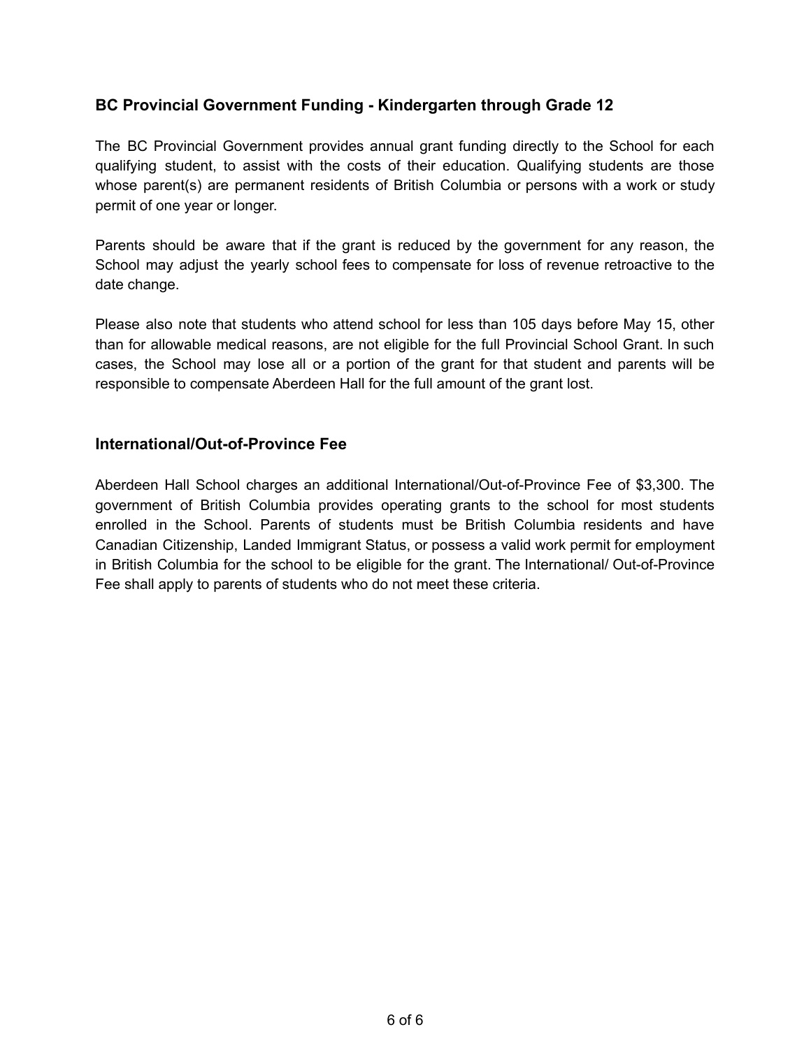## BC Provincial Government Funding - Kindergarten through Grade 12

The BC Provincial Government provides annual grant funding directly to the School for each qualifying student, to assist with the costs of their education. Qualifying students are those whose parent(s) are permanent residents of British Columbia or persons with a work or study permit of one year or longer.

Parents should be aware that if the grant is reduced by the government for any reason, the School may adjust the yearly school fees to compensate for loss of revenue retroactive to the date change.

Please also note that students who attend school for less than 105 days before May 15, other than for allowable medical reasons, are not eligible for the full Provincial School Grant. In such cases, the School may lose all or a portion of the grant for that student and parents will be responsible to compensate Aberdeen Hall for the full amount of the grant lost.

## International/Out-of-Province Fee

Aberdeen Hall School charges an additional International/Out-of-Province Fee of $3,300. The government of British Columbia provides operating grants to the school for most students enrolled in the School. Parents of students must be British Columbia residents and have Canadian Citizenship, Landed Immigrant Status, or possess a valid work permit for employment in British Columbia for the school to be eligible for the grant. The International/ Out-of-Province Fee shall apply to parents of students who do not meet these criteria.